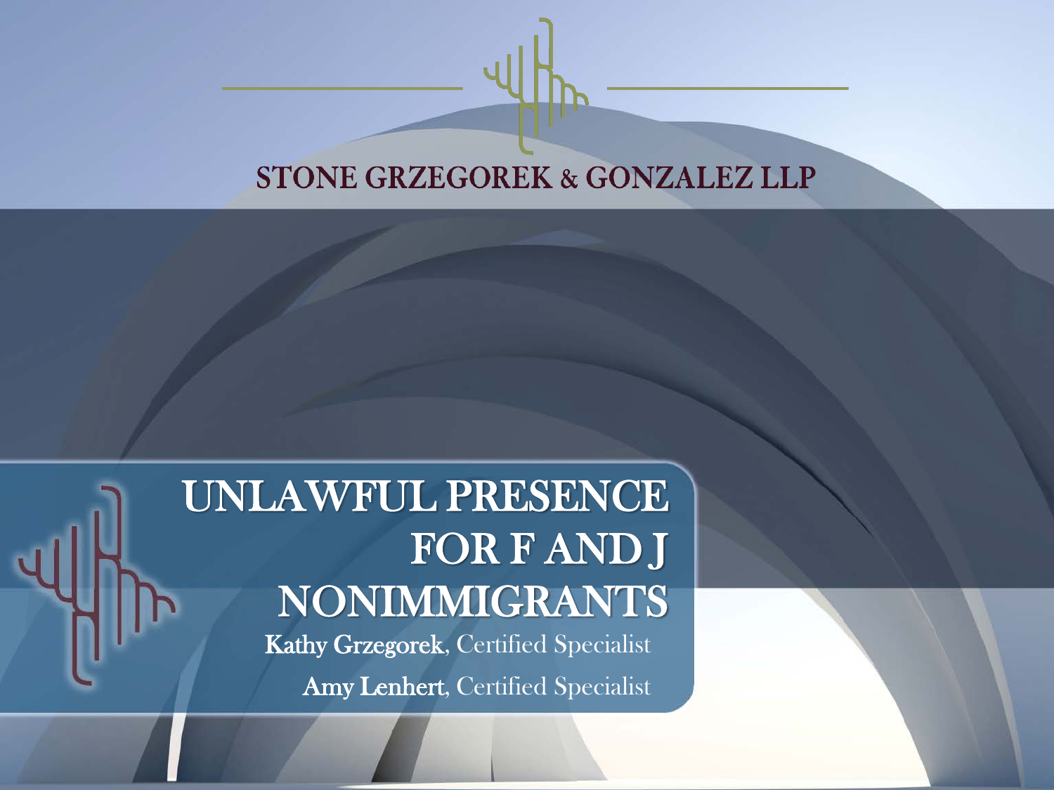STONE GRZEGOREK & GONZALEZ LLP

# UNLAWFUL PRESENCE FOR F AND J NONIMMIGRANTS

**Kathy Grzegorek**, Certified Specialist

**Amy Lenhert**, Certified Specialist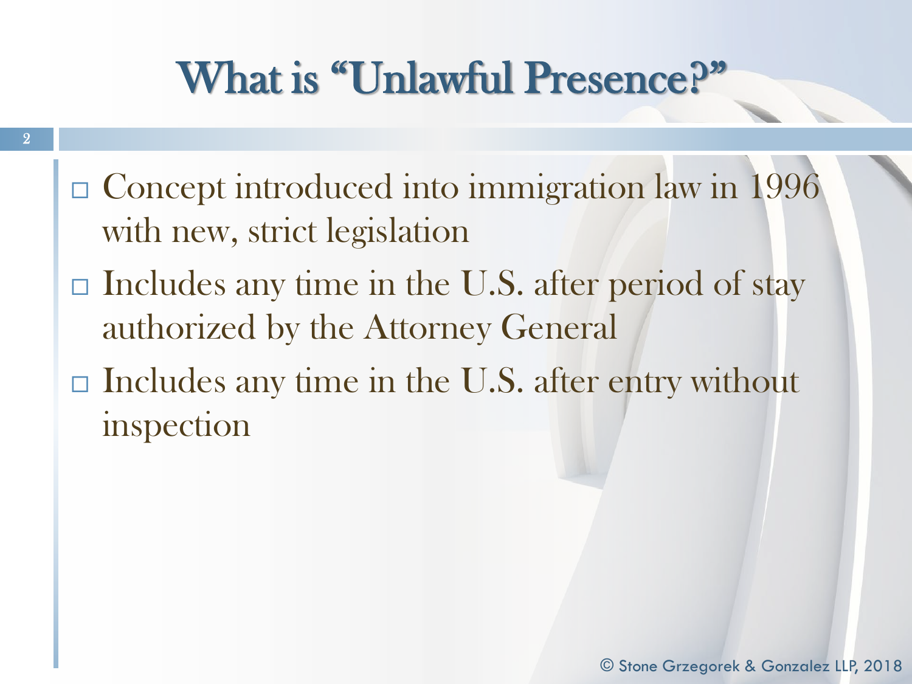# What is "Unlawful Presence?"

- Concept introduced into immigration law in 1996 with new, strict legislation
- Includes any time in the U.S. after period of stay authorized by the Attorney General
- Includes any time in the U.S. after entry without inspection

© Stone Grzegorek & Gonzalez LLP, 2018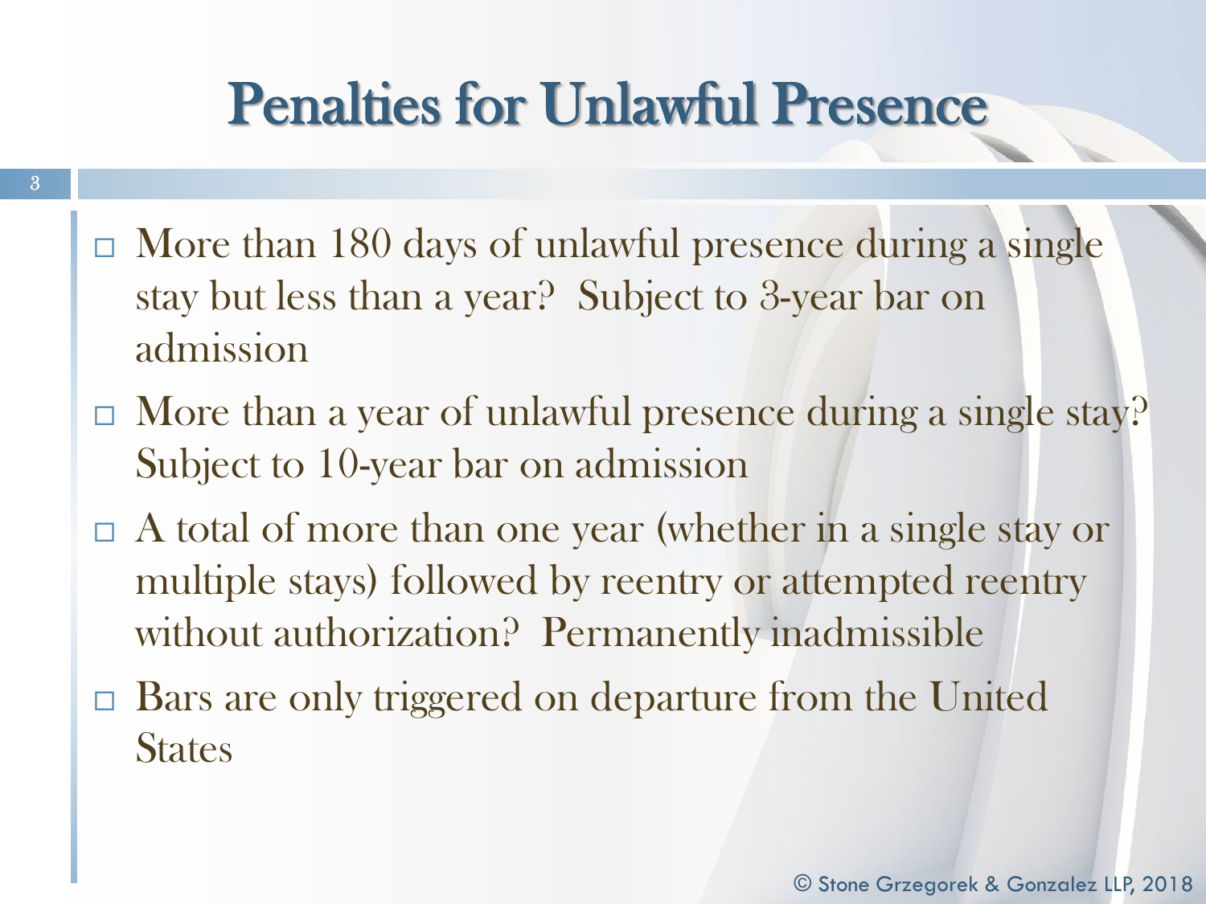# Penalties for Unlawful Presence

- More than 180 days of unlawful presence during a single stay but less than a year? Subject to 3-year bar on admission
- More than a year of unlawful presence during a single stay? Subject to 10-year bar on admission
- A total of more than one year (whether in a single stay or multiple stays) followed by reentry or attempted reentry without authorization? Permanently inadmissible
- Bars are only triggered on departure from the United States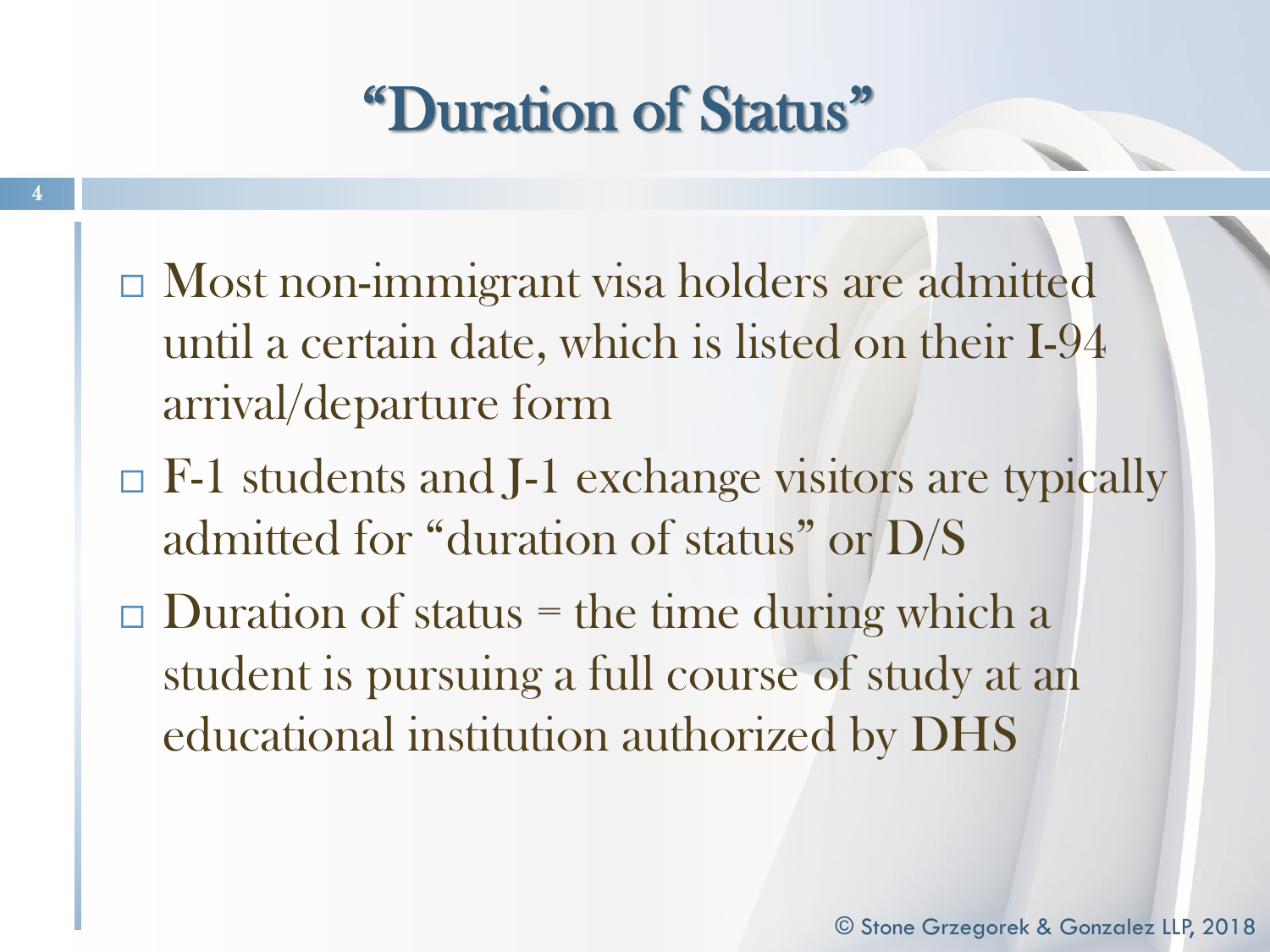# "Duration of Status"

- Most non-immigrant visa holders are admitted until a certain date, which is listed on their I-94 arrival/departure form
- F-1 students and J-1 exchange visitors are typically admitted for "duration of status" or D/S
- Duration of status = the time during which a student is pursuing a full course of study at an educational institution authorized by DHS

© Stone Grzegorek & Gonzalez LLP, 2018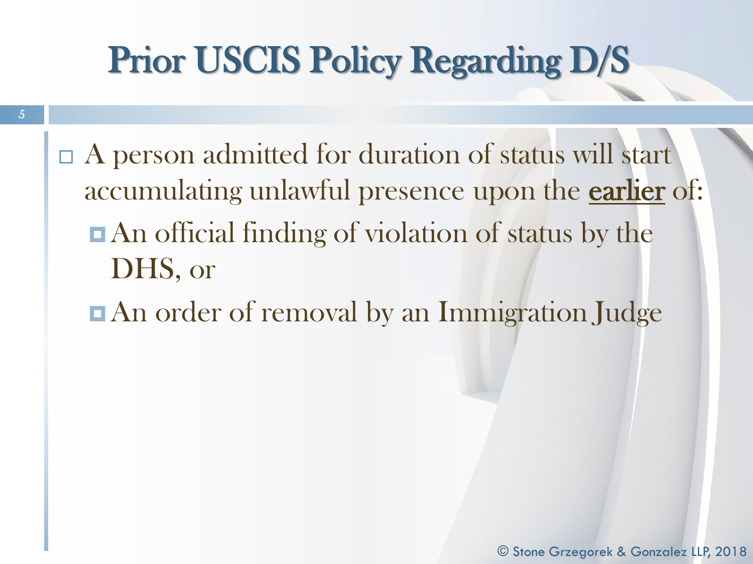# Prior USCIS Policy Regarding D/S

- A person admitted for duration of status will start accumulating unlawful presence upon the <u>earlier</u> of:
  - An official finding of violation of status by the DHS, or
  - An order of removal by an Immigration Judge

© Stone Grzegorek & Gonzalez LLP, 2018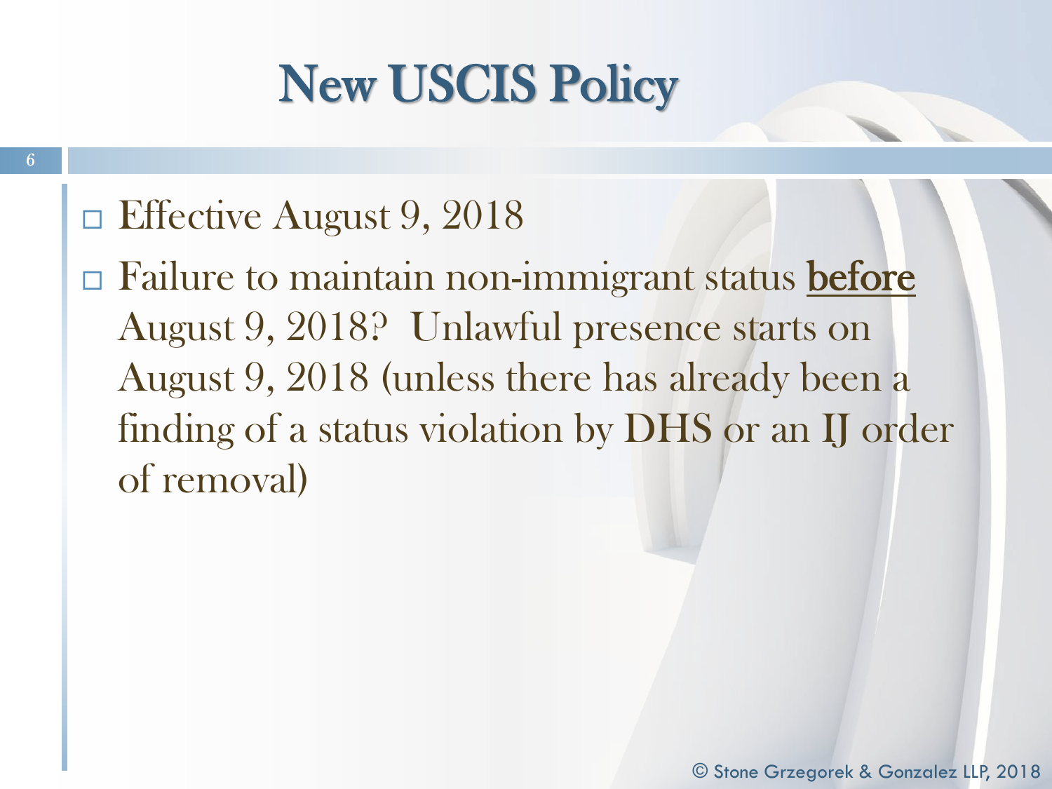# New USCIS Policy

- Effective August 9, 2018
- Failure to maintain non-immigrant status <u>**before**</u> August 9, 2018? Unlawful presence starts on August 9, 2018 (unless there has already been a finding of a status violation by DHS or an IJ order of removal)

© Stone Grzegorek & Gonzalez LLP, 2018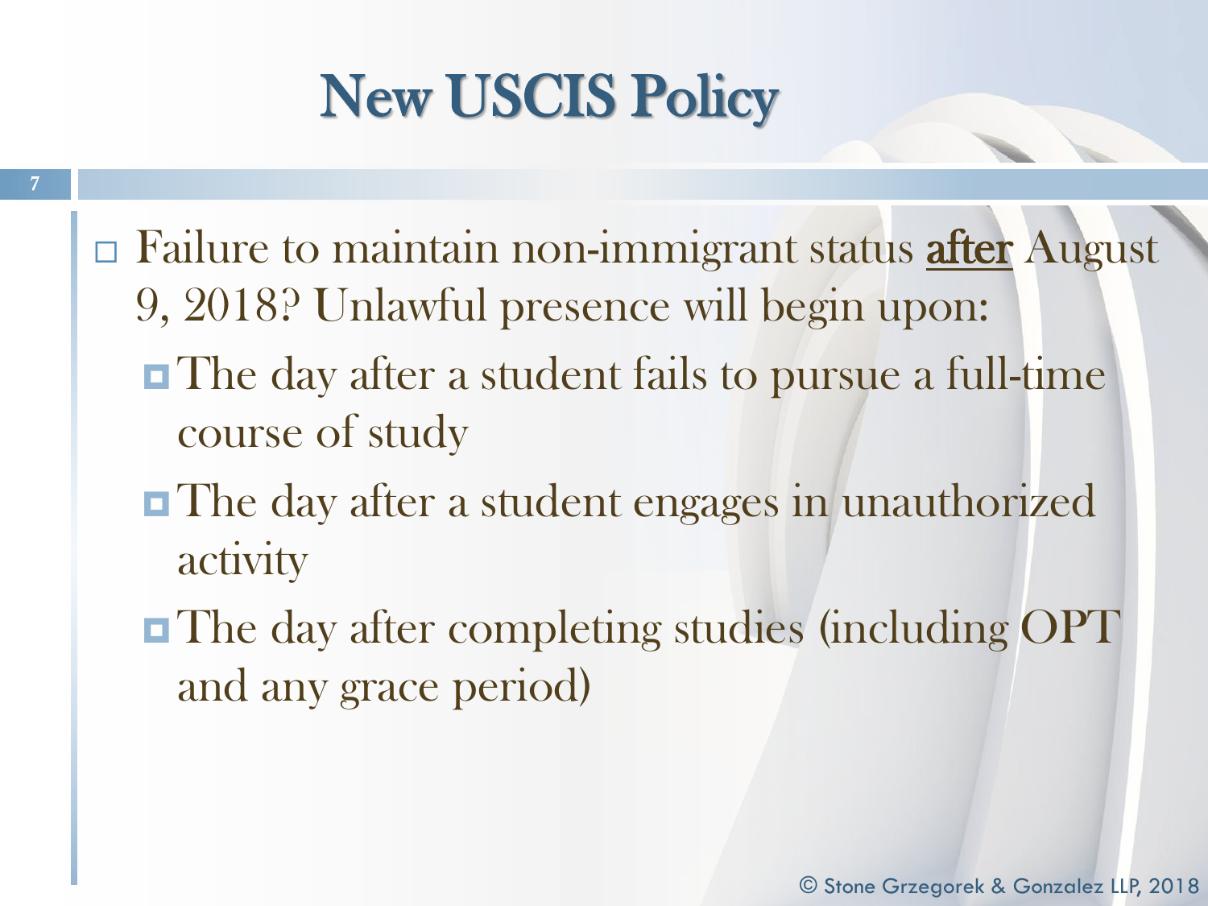# New USCIS Policy

- Failure to maintain non-immigrant status <u>after</u> August 9, 2018? Unlawful presence will begin upon:
  - The day after a student fails to pursue a full-time course of study
  - The day after a student engages in unauthorized activity
  - The day after completing studies (including OPT and any grace period)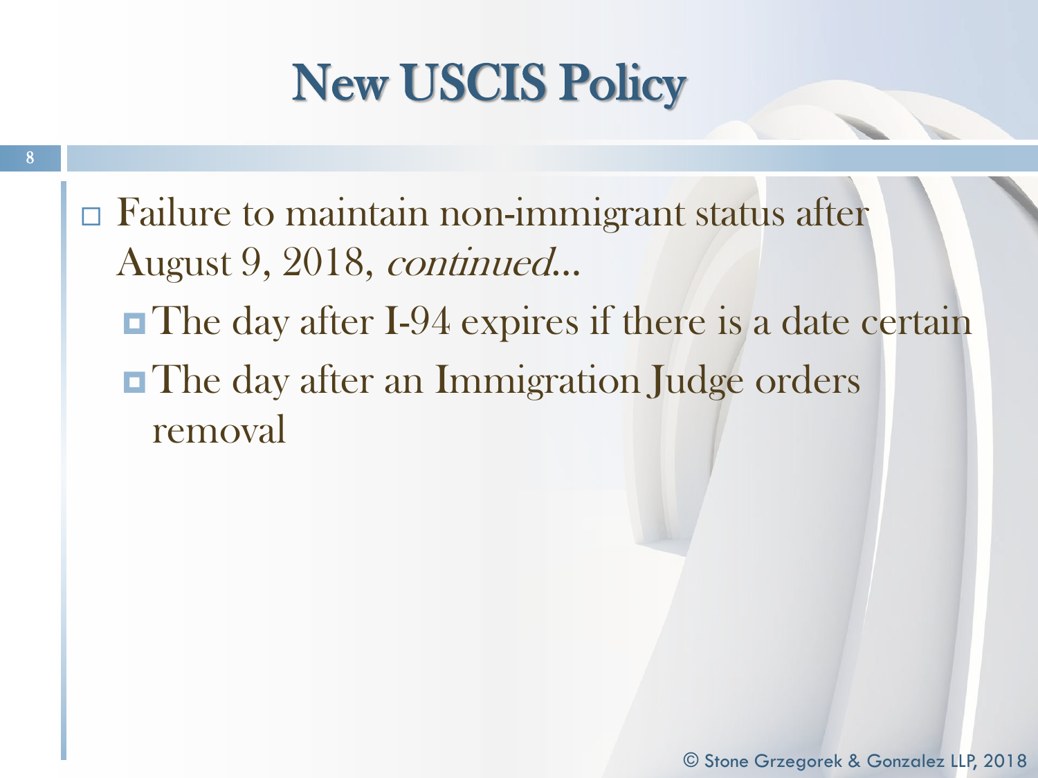# New USCIS Policy

- Failure to maintain non-immigrant status after August 9, 2018, *continued...*
  - The day after I-94 expires if there is a date certain
  - The day after an Immigration Judge orders removal

© Stone Grzegorek & Gonzalez LLP, 2018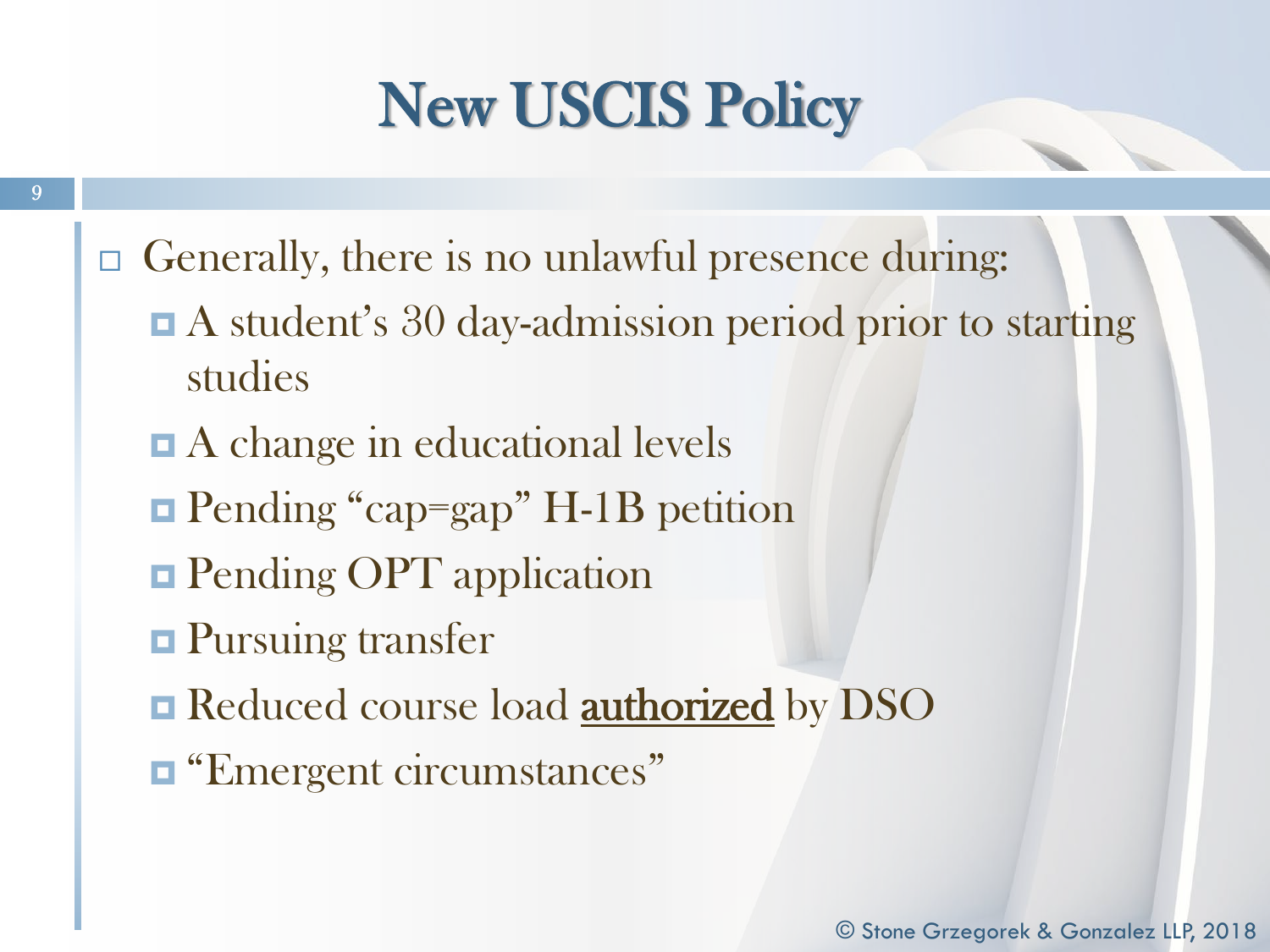# New USCIS Policy

- Generally, there is no unlawful presence during:
  - A student's 30 day-admission period prior to starting studies
  - A change in educational levels
  - Pending "cap=gap" H-1B petition
  - Pending OPT application
  - Pursuing transfer
  - Reduced course load <u>authorized</u> by DSO
  - "Emergent circumstances"

© Stone Grzegorek & Gonzalez LLP, 2018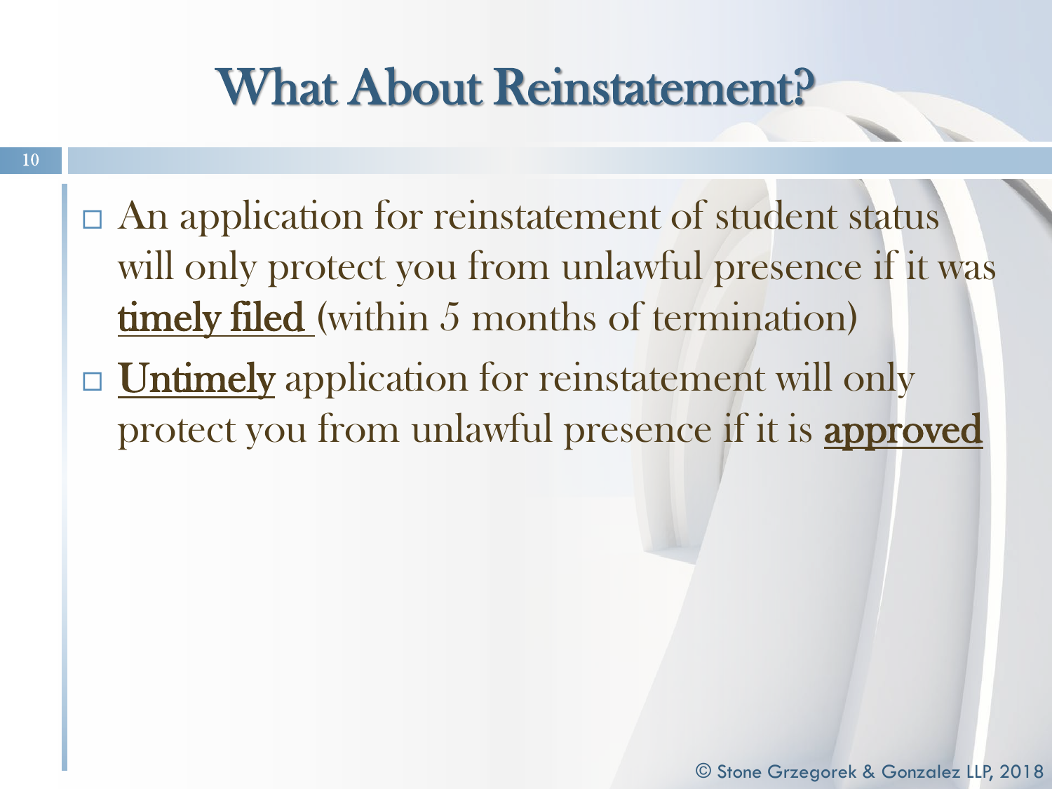# What About Reinstatement?

- An application for reinstatement of student status will only protect you from unlawful presence if it was <u>timely filed</u> (within 5 months of termination)
- <u>**Untimely**</u> application for reinstatement will only protect you from unlawful presence if it is <u>**approved**</u>

© Stone Grzegorek & Gonzalez LLP, 2018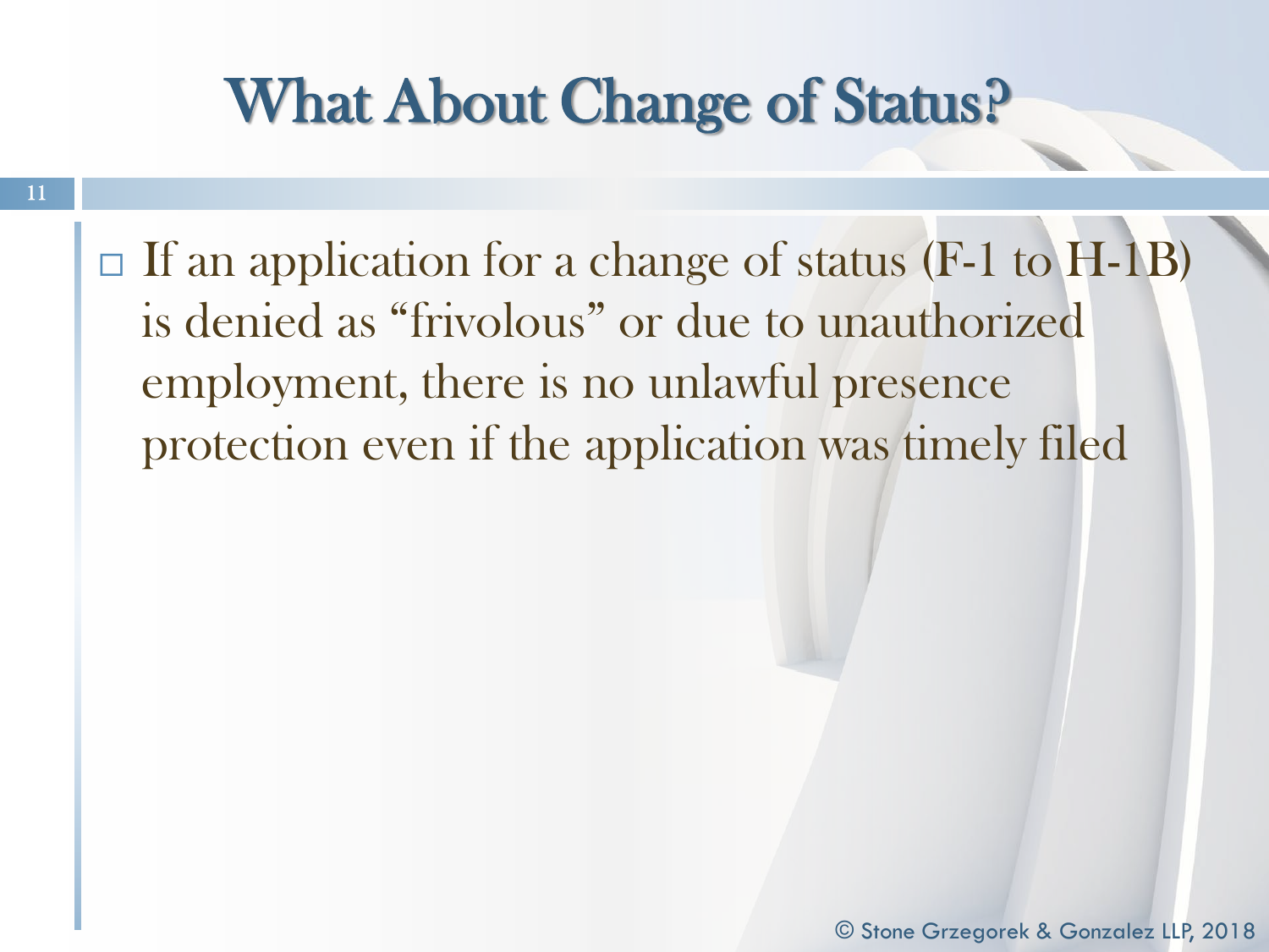# What About Change of Status?

- If an application for a change of status (F-1 to H-1B) is denied as "frivolous" or due to unauthorized employment, there is no unlawful presence protection even if the application was timely filed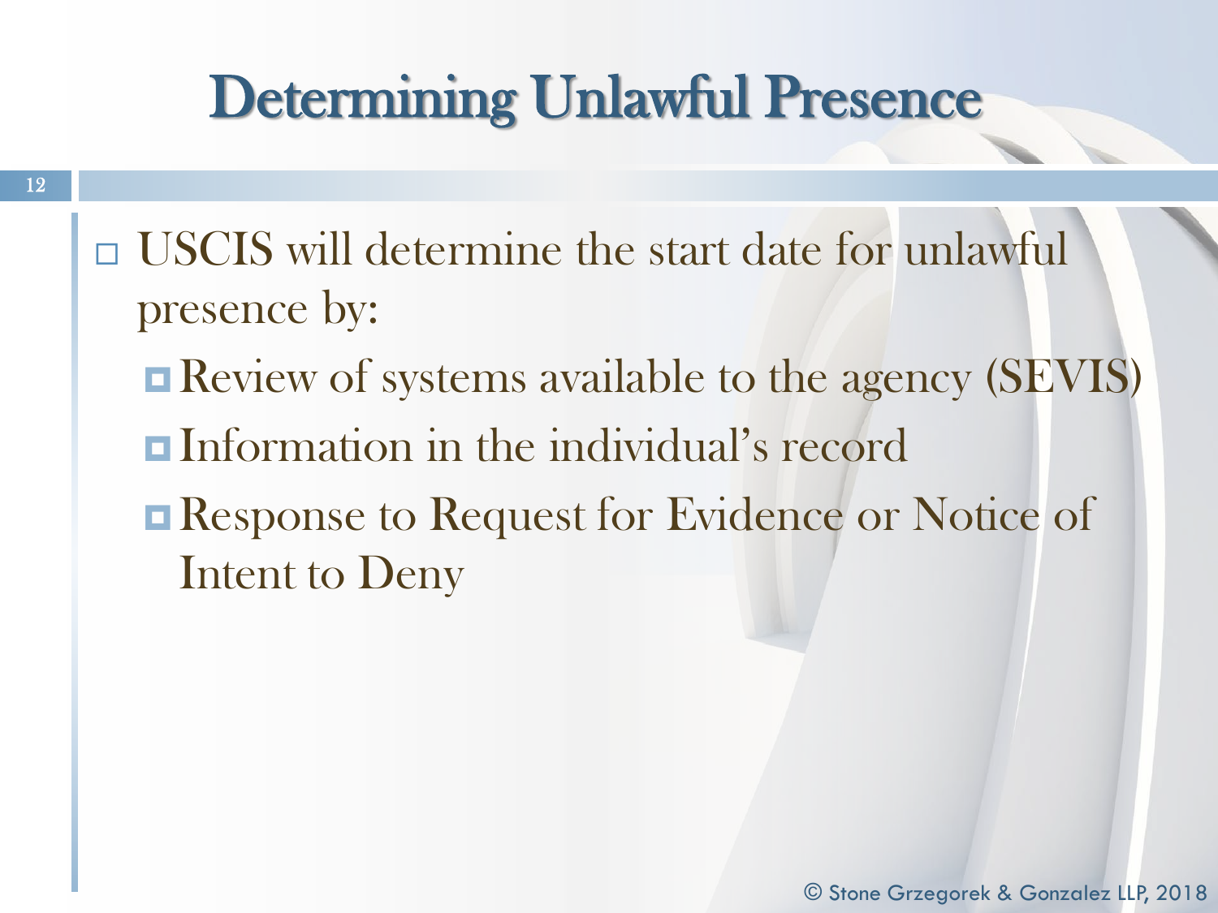# Determining Unlawful Presence

- USCIS will determine the start date for unlawful presence by:
  - Review of systems available to the agency (SEVIS)
  - Information in the individual's record
  - Response to Request for Evidence or Notice of Intent to Deny

© Stone Grzegorek & Gonzalez LLP, 2018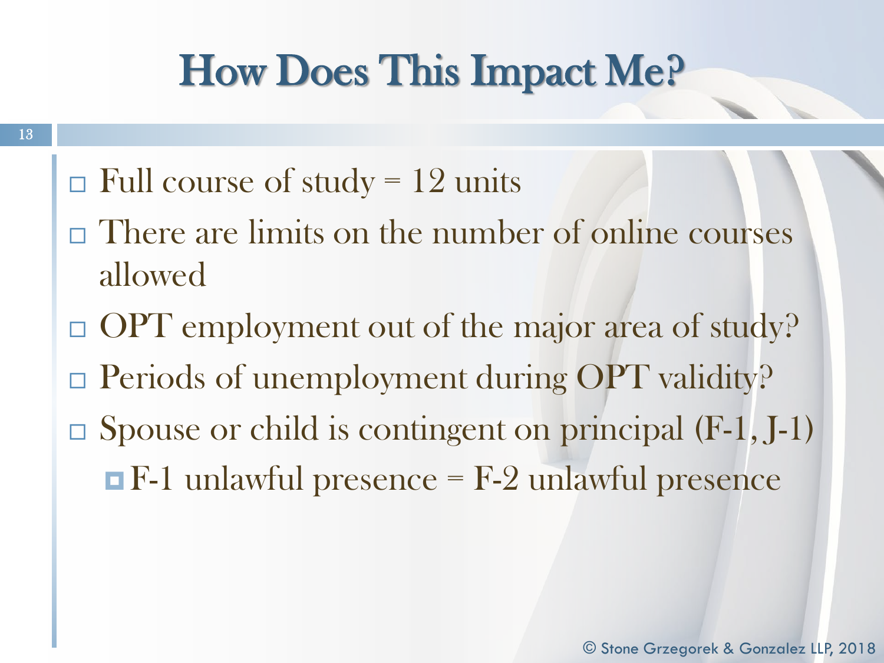# How Does This Impact Me?

- Full course of study = 12 units
- There are limits on the number of online courses allowed
- OPT employment out of the major area of study?
- Periods of unemployment during OPT validity?
- Spouse or child is contingent on principal (F-1, J-1)
  - F-1 unlawful presence = F-2 unlawful presence

© Stone Grzegorek & Gonzalez LLP, 2018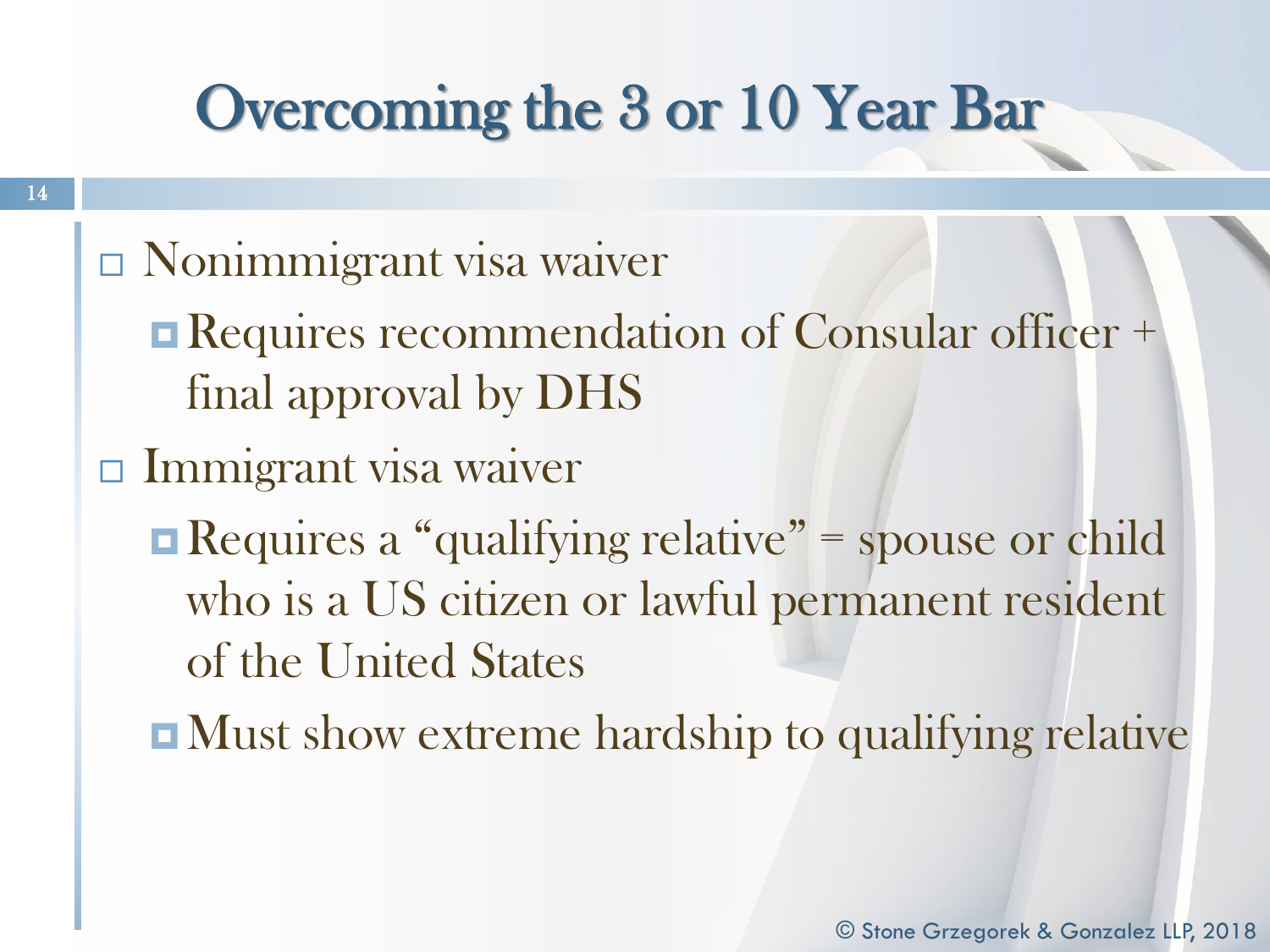# Overcoming the 3 or 10 Year Bar

- Nonimmigrant visa waiver
  - Requires recommendation of Consular officer + final approval by DHS
- Immigrant visa waiver
  - Requires a "qualifying relative" = spouse or child who is a US citizen or lawful permanent resident of the United States
  - Must show extreme hardship to qualifying relative

© Stone Grzegorek & Gonzalez LLP, 2018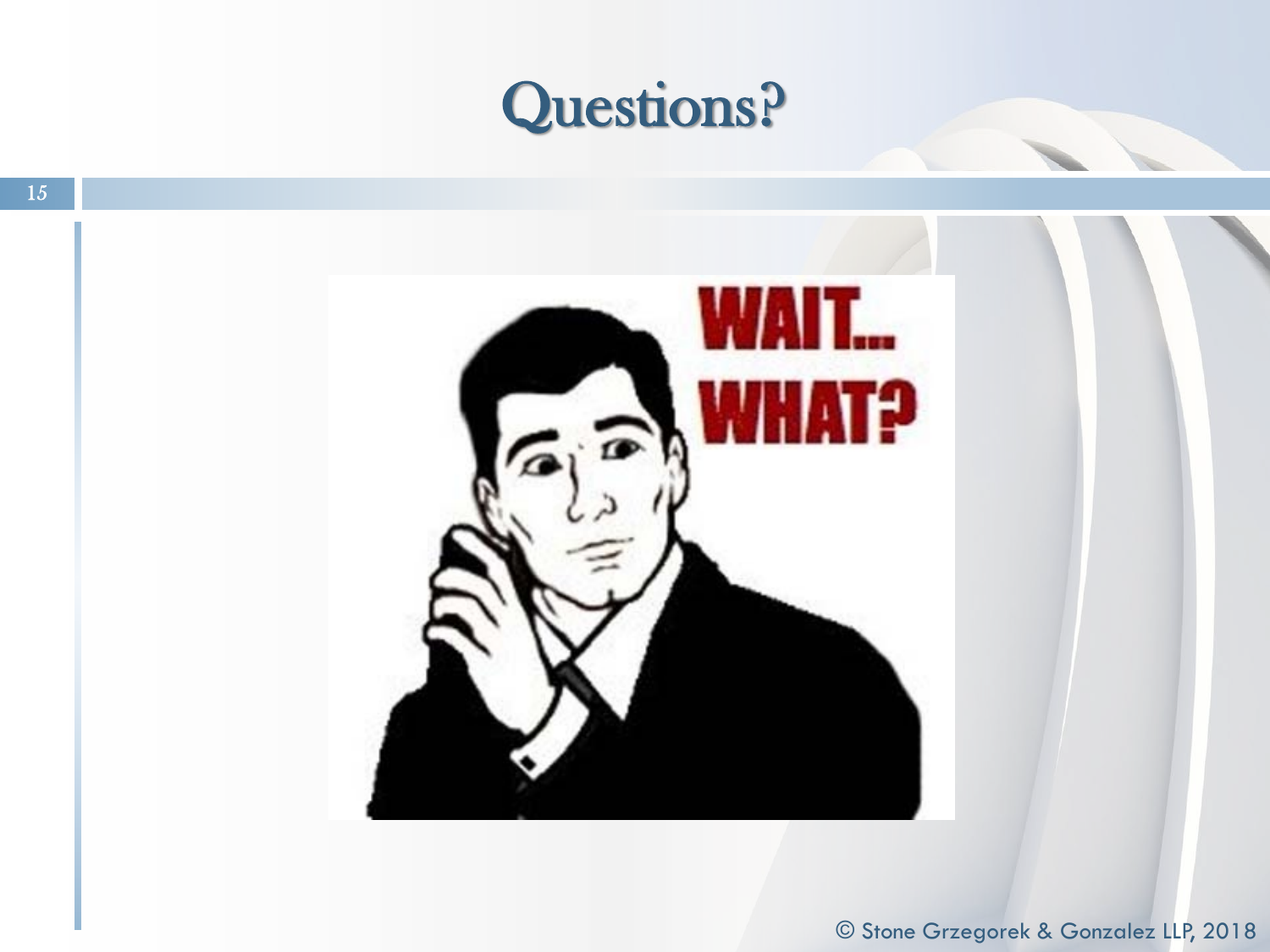# Questions?

WAIT... WHAT?

© Stone Grzegorek & Gonzalez LLP, 2018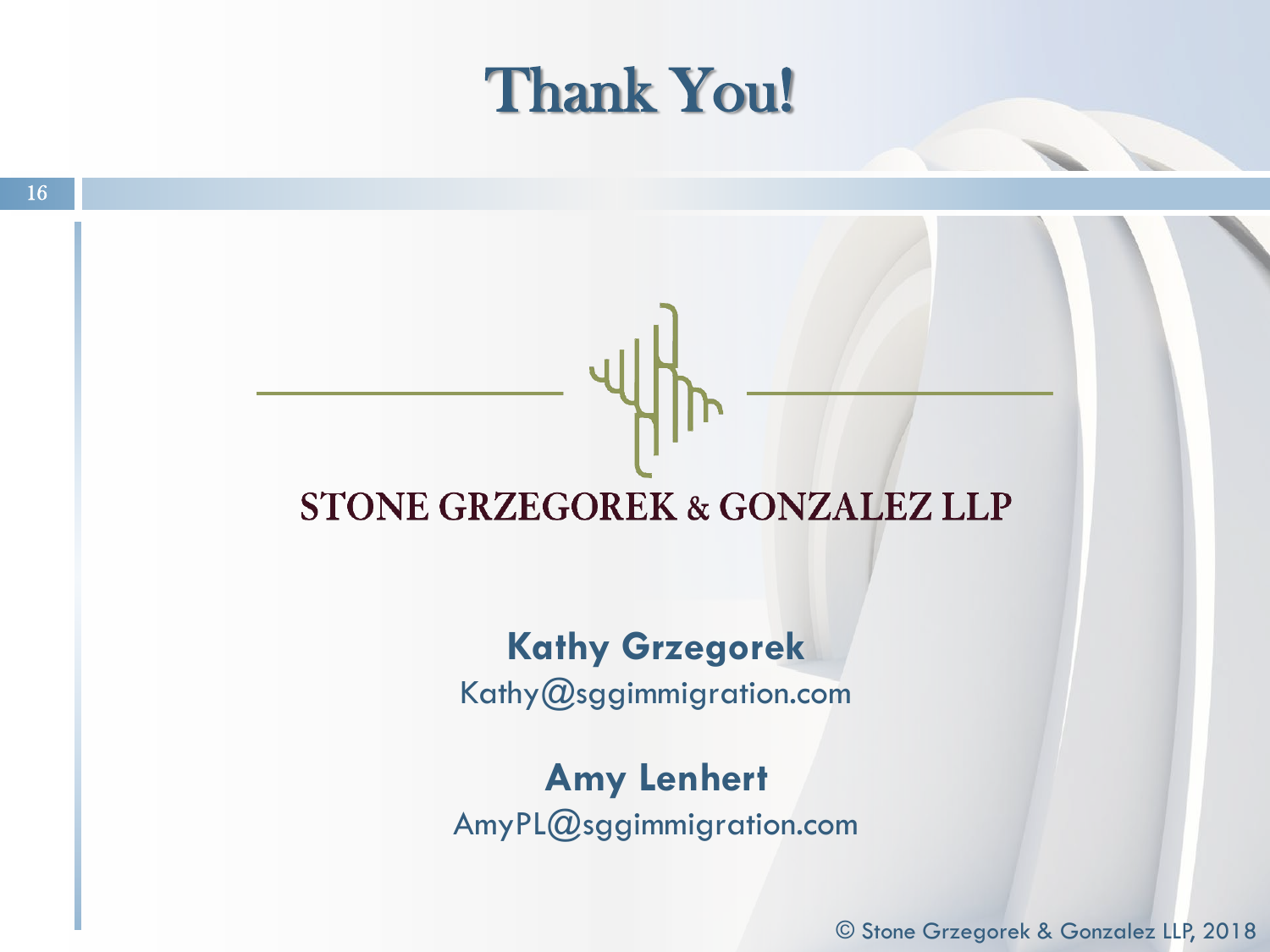# Thank You!

STONE GRZEGOREK & GONZALEZ LLP

**Kathy Grzegorek**
Kathy@sggimmigration.com

**Amy Lenhert**
AmyPL@sggimmigration.com

© Stone Grzegorek & Gonzalez LLP, 2018